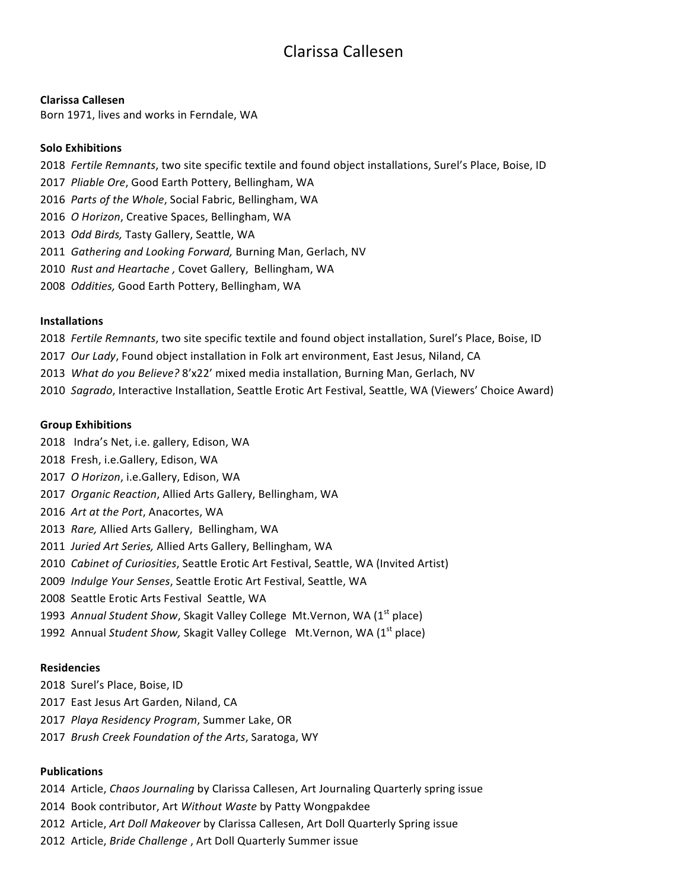# Clarissa Callesen

**Clarissa Callesen**

Born 1971, lives and works in Ferndale, WA

**Solo Exhibitions**

2018 *Fertile Remnants*, two site specific textile and found object installations, Surel's Place, Boise, ID
2017 *Pliable Ore*, Good Earth Pottery, Bellingham, WA
2016 *Parts of the Whole*, Social Fabric, Bellingham, WA
2016 *O Horizon*, Creative Spaces, Bellingham, WA
2013 *Odd Birds,* Tasty Gallery, Seattle, WA
2011 *Gathering and Looking Forward,* Burning Man, Gerlach, NV
2010 *Rust and Heartache ,* Covet Gallery, Bellingham, WA
2008 *Oddities,* Good Earth Pottery, Bellingham, WA

**Installations**

2018 *Fertile Remnants*, two site specific textile and found object installation, Surel's Place, Boise, ID
2017 *Our Lady*, Found object installation in Folk art environment, East Jesus, Niland, CA
2013 *What do you Believe?* 8'x22' mixed media installation, Burning Man, Gerlach, NV
2010 *Sagrado*, Interactive Installation, Seattle Erotic Art Festival, Seattle, WA (Viewers' Choice Award)

**Group Exhibitions**

2018 Indra's Net, i.e. gallery, Edison, WA
2018 Fresh, i.e.Gallery, Edison, WA
2017 *O Horizon*, i.e.Gallery, Edison, WA
2017 *Organic Reaction*, Allied Arts Gallery, Bellingham, WA
2016 *Art at the Port*, Anacortes, WA
2013 *Rare,* Allied Arts Gallery, Bellingham, WA
2011 *Juried Art Series,* Allied Arts Gallery, Bellingham, WA
2010 *Cabinet of Curiosities*, Seattle Erotic Art Festival, Seattle, WA (Invited Artist)
2009 *Indulge Your Senses*, Seattle Erotic Art Festival, Seattle, WA
2008 Seattle Erotic Arts Festival Seattle, WA
1993 *Annual Student Show*, Skagit Valley College Mt.Vernon, WA (1st place)
1992 Annual *Student Show,* Skagit Valley College Mt.Vernon, WA (1st place)

**Residencies**

2018 Surel's Place, Boise, ID
2017 East Jesus Art Garden, Niland, CA
2017 *Playa Residency Program*, Summer Lake, OR
2017 *Brush Creek Foundation of the Arts*, Saratoga, WY

**Publications**

2014 Article, *Chaos Journaling* by Clarissa Callesen, Art Journaling Quarterly spring issue
2014 Book contributor, Art *Without Waste* by Patty Wongpakdee
2012 Article, *Art Doll Makeover* by Clarissa Callesen, Art Doll Quarterly Spring issue
2012 Article, *Bride Challenge* , Art Doll Quarterly Summer issue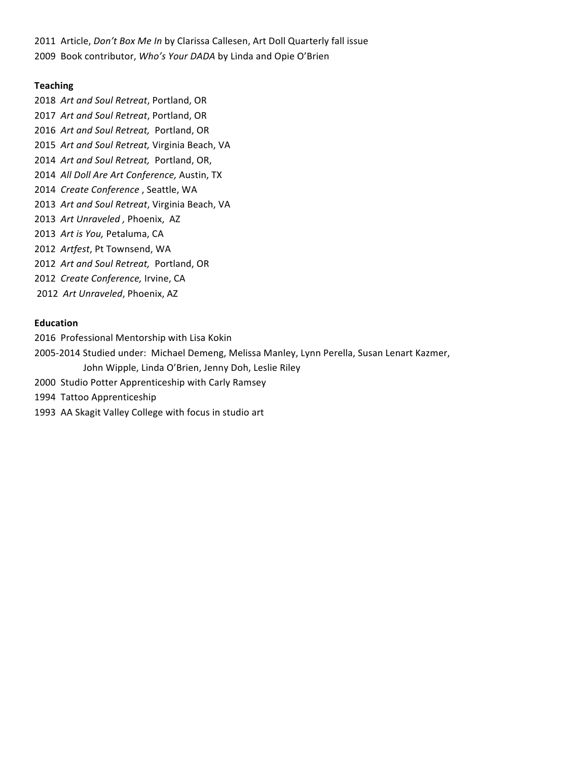2011 Article, *Don't Box Me In* by Clarissa Callesen, Art Doll Quarterly fall issue
2009 Book contributor, *Who's Your DADA* by Linda and Opie O'Brien

**Teaching**

2018 *Art and Soul Retreat*, Portland, OR
2017 *Art and Soul Retreat*, Portland, OR
2016 *Art and Soul Retreat,* Portland, OR
2015 *Art and Soul Retreat,* Virginia Beach, VA
2014 *Art and Soul Retreat,* Portland, OR,
2014 *All Doll Are Art Conference,* Austin, TX
2014 *Create Conference* , Seattle, WA
2013 *Art and Soul Retreat*, Virginia Beach, VA
2013 *Art Unraveled ,* Phoenix, AZ
2013 *Art is You,* Petaluma, CA
2012 *Artfest*, Pt Townsend, WA
2012 *Art and Soul Retreat,* Portland, OR
2012 *Create Conference,* Irvine, CA
2012 *Art Unraveled*, Phoenix, AZ

**Education**

2016 Professional Mentorship with Lisa Kokin
2005-2014 Studied under: Michael Demeng, Melissa Manley, Lynn Perella, Susan Lenart Kazmer, John Wipple, Linda O'Brien, Jenny Doh, Leslie Riley
2000 Studio Potter Apprenticeship with Carly Ramsey
1994 Tattoo Apprenticeship
1993 AA Skagit Valley College with focus in studio art